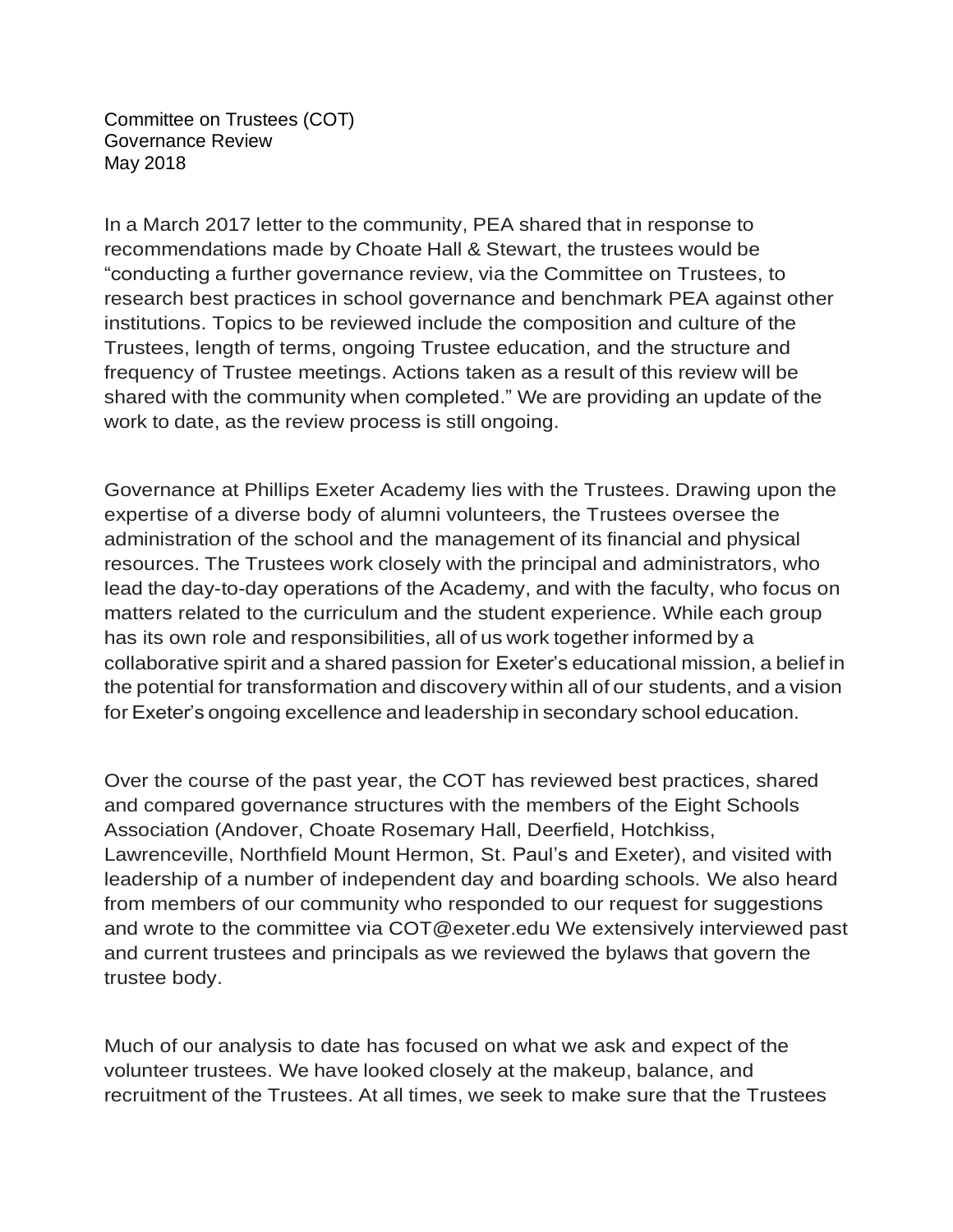Committee on Trustees (COT)
Governance Review
May 2018

In a March 2017 letter to the community, PEA shared that in response to recommendations made by Choate Hall & Stewart, the trustees would be "conducting a further governance review, via the Committee on Trustees, to research best practices in school governance and benchmark PEA against other institutions. Topics to be reviewed include the composition and culture of the Trustees, length of terms, ongoing Trustee education, and the structure and frequency of Trustee meetings. Actions taken as a result of this review will be shared with the community when completed." We are providing an update of the work to date, as the review process is still ongoing.

Governance at Phillips Exeter Academy lies with the Trustees. Drawing upon the expertise of a diverse body of alumni volunteers, the Trustees oversee the administration of the school and the management of its financial and physical resources. The Trustees work closely with the principal and administrators, who lead the day-to-day operations of the Academy, and with the faculty, who focus on matters related to the curriculum and the student experience. While each group has its own role and responsibilities, all of us work together informed by a collaborative spirit and a shared passion for Exeter's educational mission, a belief in the potential for transformation and discovery within all of our students, and a vision for Exeter's ongoing excellence and leadership in secondary school education.

Over the course of the past year, the COT has reviewed best practices, shared and compared governance structures with the members of the Eight Schools Association (Andover, Choate Rosemary Hall, Deerfield, Hotchkiss, Lawrenceville, Northfield Mount Hermon, St. Paul's and Exeter), and visited with leadership of a number of independent day and boarding schools. We also heard from members of our community who responded to our request for suggestions and wrote to the committee via COT@exeter.edu We extensively interviewed past and current trustees and principals as we reviewed the bylaws that govern the trustee body.

Much of our analysis to date has focused on what we ask and expect of the volunteer trustees. We have looked closely at the makeup, balance, and recruitment of the Trustees. At all times, we seek to make sure that the Trustees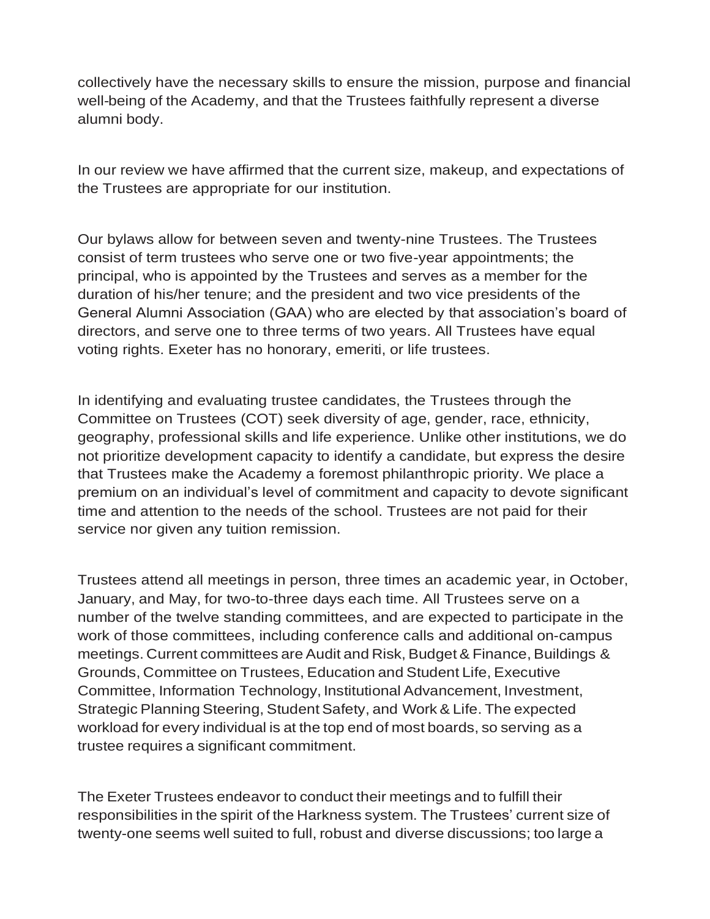collectively have the necessary skills to ensure the mission, purpose and financial well-being of the Academy, and that the Trustees faithfully represent a diverse alumni body.

In our review we have affirmed that the current size, makeup, and expectations of the Trustees are appropriate for our institution.

Our bylaws allow for between seven and twenty-nine Trustees. The Trustees consist of term trustees who serve one or two five-year appointments; the principal, who is appointed by the Trustees and serves as a member for the duration of his/her tenure; and the president and two vice presidents of the General Alumni Association (GAA) who are elected by that association's board of directors, and serve one to three terms of two years. All Trustees have equal voting rights. Exeter has no honorary, emeriti, or life trustees.

In identifying and evaluating trustee candidates, the Trustees through the Committee on Trustees (COT) seek diversity of age, gender, race, ethnicity, geography, professional skills and life experience. Unlike other institutions, we do not prioritize development capacity to identify a candidate, but express the desire that Trustees make the Academy a foremost philanthropic priority. We place a premium on an individual's level of commitment and capacity to devote significant time and attention to the needs of the school. Trustees are not paid for their service nor given any tuition remission.

Trustees attend all meetings in person, three times an academic year, in October, January, and May, for two-to-three days each time. All Trustees serve on a number of the twelve standing committees, and are expected to participate in the work of those committees, including conference calls and additional on-campus meetings. Current committees are Audit and Risk, Budget & Finance, Buildings & Grounds, Committee on Trustees, Education and Student Life, Executive Committee, Information Technology, Institutional Advancement, Investment, Strategic Planning Steering, Student Safety, and Work & Life. The expected workload for every individual is at the top end of most boards, so serving as a trustee requires a significant commitment.

The Exeter Trustees endeavor to conduct their meetings and to fulfill their responsibilities in the spirit of the Harkness system. The Trustees' current size of twenty-one seems well suited to full, robust and diverse discussions; too large a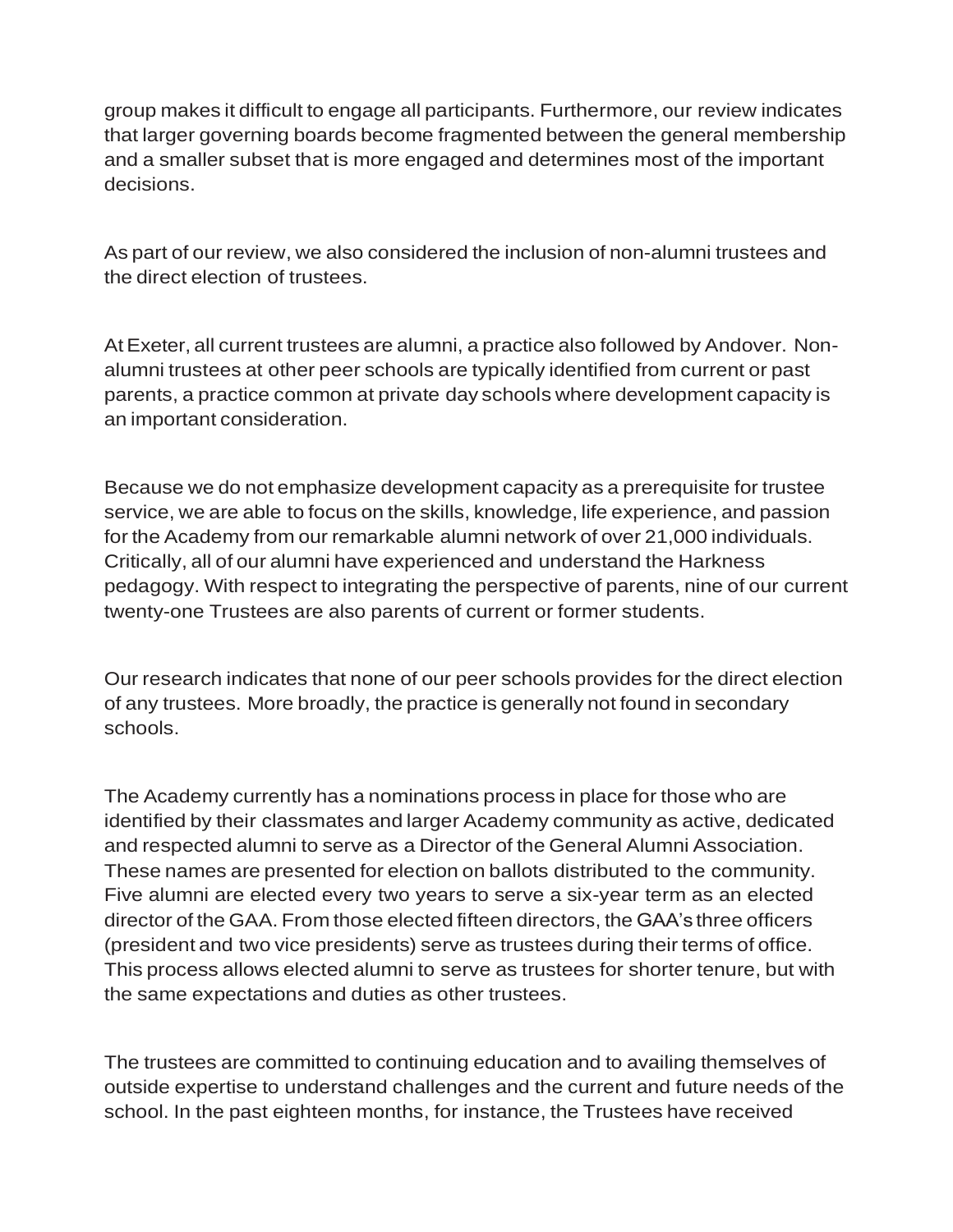group makes it difficult to engage all participants. Furthermore, our review indicates that larger governing boards become fragmented between the general membership and a smaller subset that is more engaged and determines most of the important decisions.

As part of our review, we also considered the inclusion of non-alumni trustees and the direct election of trustees.

At Exeter, all current trustees are alumni, a practice also followed by Andover. Non-alumni trustees at other peer schools are typically identified from current or past parents, a practice common at private day schools where development capacity is an important consideration.

Because we do not emphasize development capacity as a prerequisite for trustee service, we are able to focus on the skills, knowledge, life experience, and passion for the Academy from our remarkable alumni network of over 21,000 individuals. Critically, all of our alumni have experienced and understand the Harkness pedagogy. With respect to integrating the perspective of parents, nine of our current twenty-one Trustees are also parents of current or former students.

Our research indicates that none of our peer schools provides for the direct election of any trustees. More broadly, the practice is generally not found in secondary schools.

The Academy currently has a nominations process in place for those who are identified by their classmates and larger Academy community as active, dedicated and respected alumni to serve as a Director of the General Alumni Association. These names are presented for election on ballots distributed to the community. Five alumni are elected every two years to serve a six-year term as an elected director of the GAA. From those elected fifteen directors, the GAA's three officers (president and two vice presidents) serve as trustees during their terms of office. This process allows elected alumni to serve as trustees for shorter tenure, but with the same expectations and duties as other trustees.

The trustees are committed to continuing education and to availing themselves of outside expertise to understand challenges and the current and future needs of the school. In the past eighteen months, for instance, the Trustees have received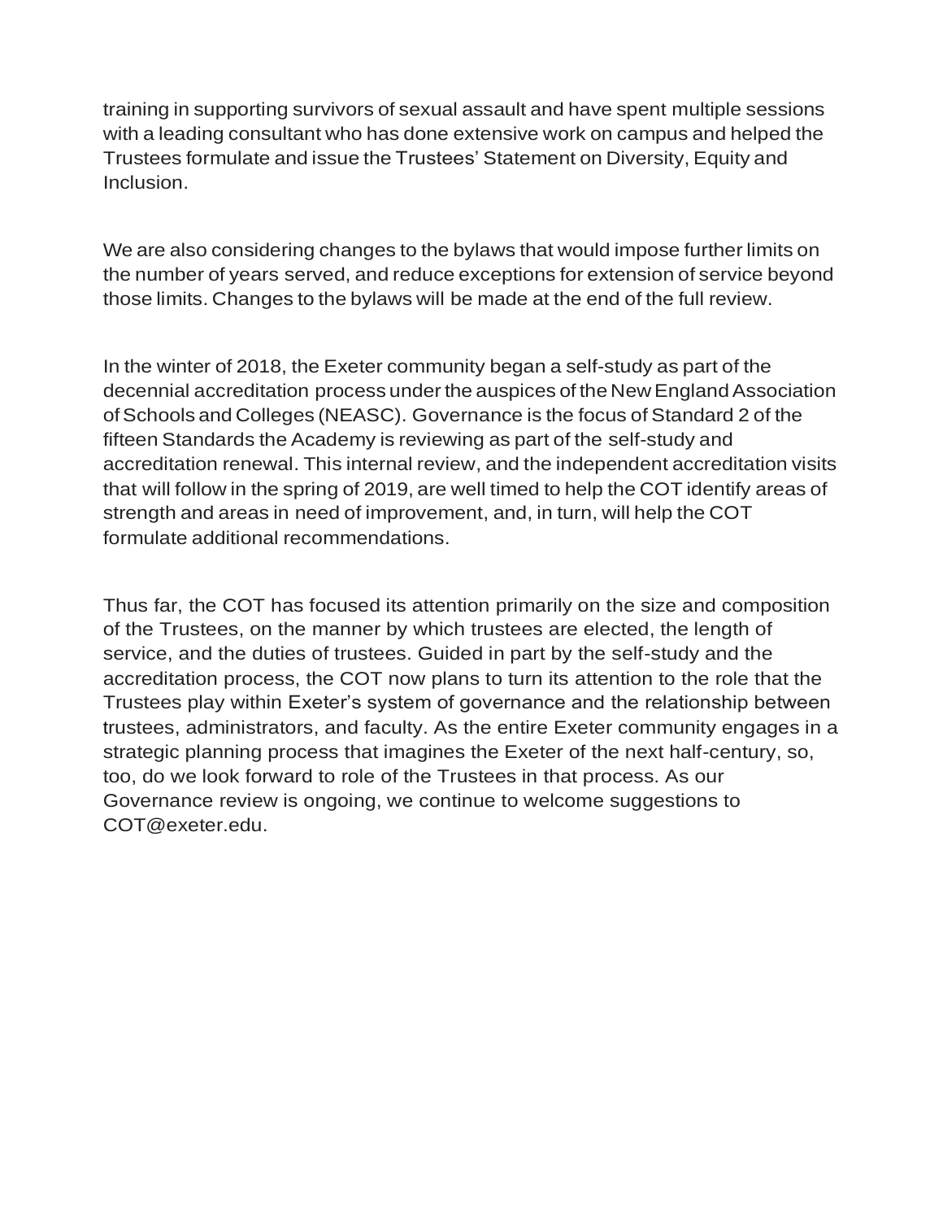training in supporting survivors of sexual assault and have spent multiple sessions with a leading consultant who has done extensive work on campus and helped the Trustees formulate and issue the Trustees' Statement on Diversity, Equity and Inclusion.

We are also considering changes to the bylaws that would impose further limits on the number of years served, and reduce exceptions for extension of service beyond those limits. Changes to the bylaws will be made at the end of the full review.

In the winter of 2018, the Exeter community began a self-study as part of the decennial accreditation process under the auspices of the New England Association of Schools and Colleges (NEASC). Governance is the focus of Standard 2 of the fifteen Standards the Academy is reviewing as part of the self-study and accreditation renewal. This internal review, and the independent accreditation visits that will follow in the spring of 2019, are well timed to help the COT identify areas of strength and areas in need of improvement, and, in turn, will help the COT formulate additional recommendations.

Thus far, the COT has focused its attention primarily on the size and composition of the Trustees, on the manner by which trustees are elected, the length of service, and the duties of trustees. Guided in part by the self-study and the accreditation process, the COT now plans to turn its attention to the role that the Trustees play within Exeter's system of governance and the relationship between trustees, administrators, and faculty. As the entire Exeter community engages in a strategic planning process that imagines the Exeter of the next half-century, so, too, do we look forward to role of the Trustees in that process. As our Governance review is ongoing, we continue to welcome suggestions to COT@exeter.edu.